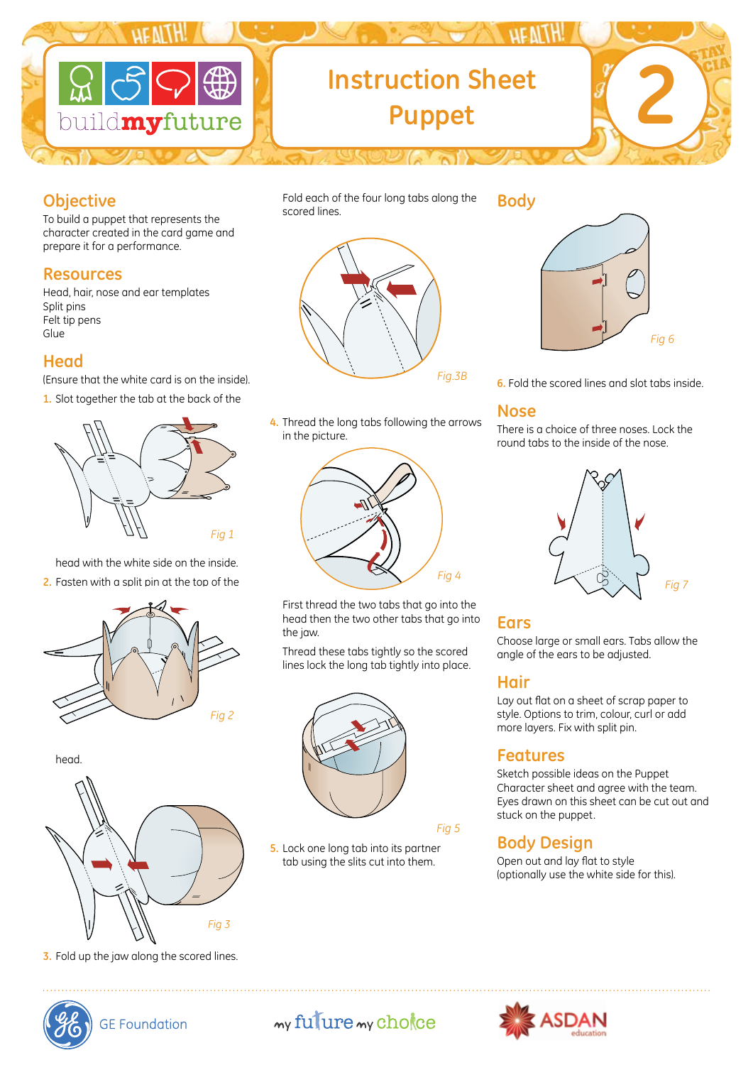# Instruction Sheet Puppet

## Objective

To build a puppet that represents the character created in the card game and prepare it for a performance.

## Resources

Head, hair, nose and ear templates
Split pins
Felt tip pens
Glue

## Head

(Ensure that the white card is on the inside).

1. Slot together the tab at the back of the head with the white side on the inside.

Fig 1

2. Fasten with a split pin at the top of the head.

Fig 2

Fig 3

3. Fold up the jaw along the scored lines.

Fold each of the four long tabs along the scored lines.

Fig.3B

4. Thread the long tabs following the arrows in the picture.

Fig 4

First thread the two tabs that go into the head then the two other tabs that go into the jaw.

Thread these tabs tightly so the scored lines lock the long tab tightly into place.

Fig 5

5. Lock one long tab into its partner tab using the slits cut into them.

## Body

Fig 6

6. Fold the scored lines and slot tabs inside.

## Nose

There is a choice of three noses. Lock the round tabs to the inside of the nose.

Fig 7

## Ears

Choose large or small ears. Tabs allow the angle of the ears to be adjusted.

## Hair

Lay out flat on a sheet of scrap paper to style. Options to trim, colour, curl or add more layers. Fix with split pin.

## Features

Sketch possible ideas on the Puppet Character sheet and agree with the team. Eyes drawn on this sheet can be cut out and stuck on the puppet.

## Body Design

Open out and lay flat to style (optionally use the white side for this).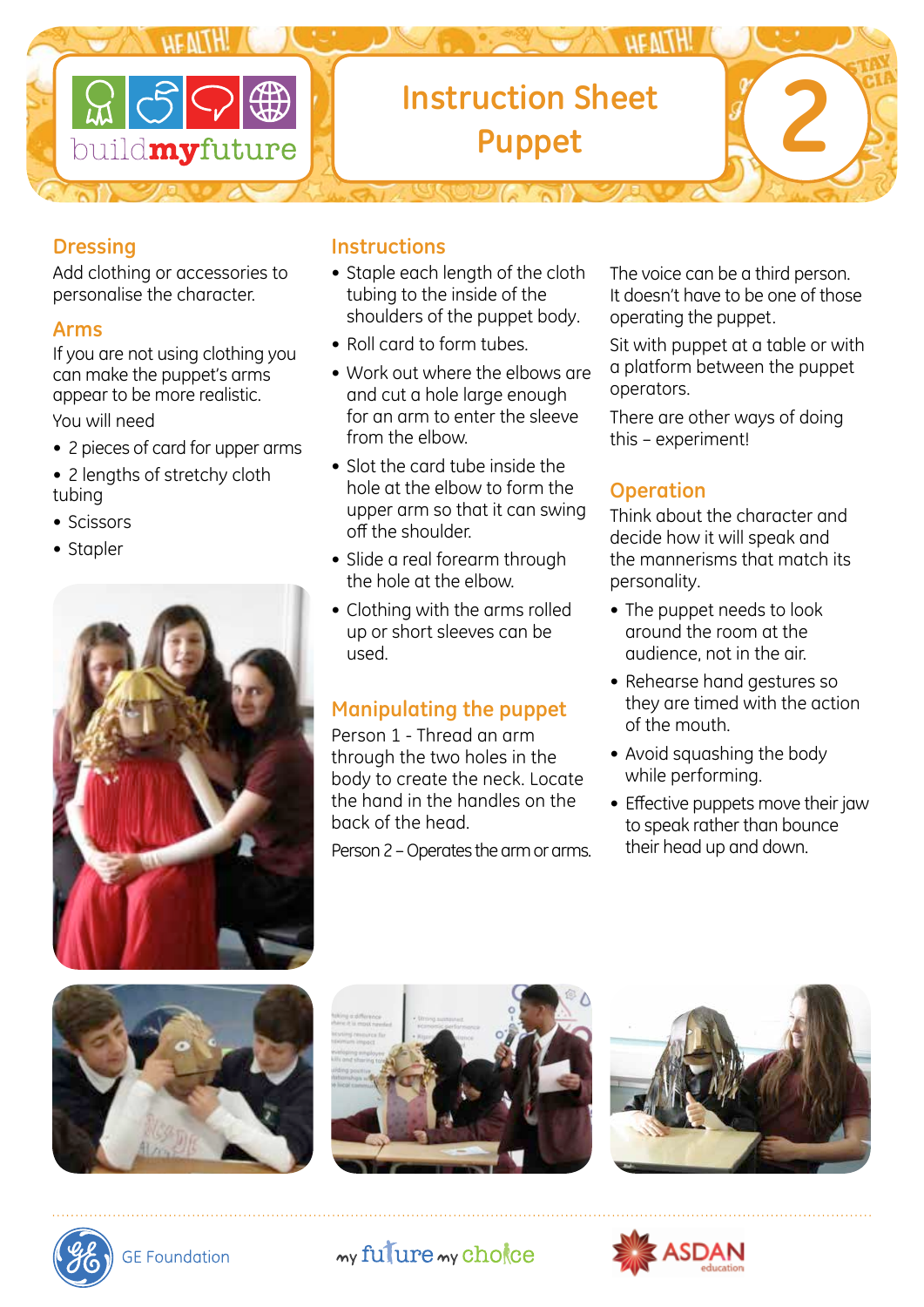# Instruction Sheet Puppet

## 2

## Dressing

Add clothing or accessories to personalise the character.

## Arms

If you are not using clothing you can make the puppet's arms appear to be more realistic.

You will need

- 2 pieces of card for upper arms
- 2 lengths of stretchy cloth tubing
- Scissors
- Stapler

## Instructions

- Staple each length of the cloth tubing to the inside of the shoulders of the puppet body.
- Roll card to form tubes.
- Work out where the elbows are and cut a hole large enough for an arm to enter the sleeve from the elbow.
- Slot the card tube inside the hole at the elbow to form the upper arm so that it can swing off the shoulder.
- Slide a real forearm through the hole at the elbow.
- Clothing with the arms rolled up or short sleeves can be used.

## Manipulating the puppet

Person 1 - Thread an arm through the two holes in the body to create the neck. Locate the hand in the handles on the back of the head.

Person 2 – Operates the arm or arms.

The voice can be a third person. It doesn't have to be one of those operating the puppet.

Sit with puppet at a table or with a platform between the puppet operators.

There are other ways of doing this – experiment!

## Operation

Think about the character and decide how it will speak and the mannerisms that match its personality.

- The puppet needs to look around the room at the audience, not in the air.
- Rehearse hand gestures so they are timed with the action of the mouth.
- Avoid squashing the body while performing.
- Effective puppets move their jaw to speak rather than bounce their head up and down.

GE Foundation

my future my choice

ASDAN education